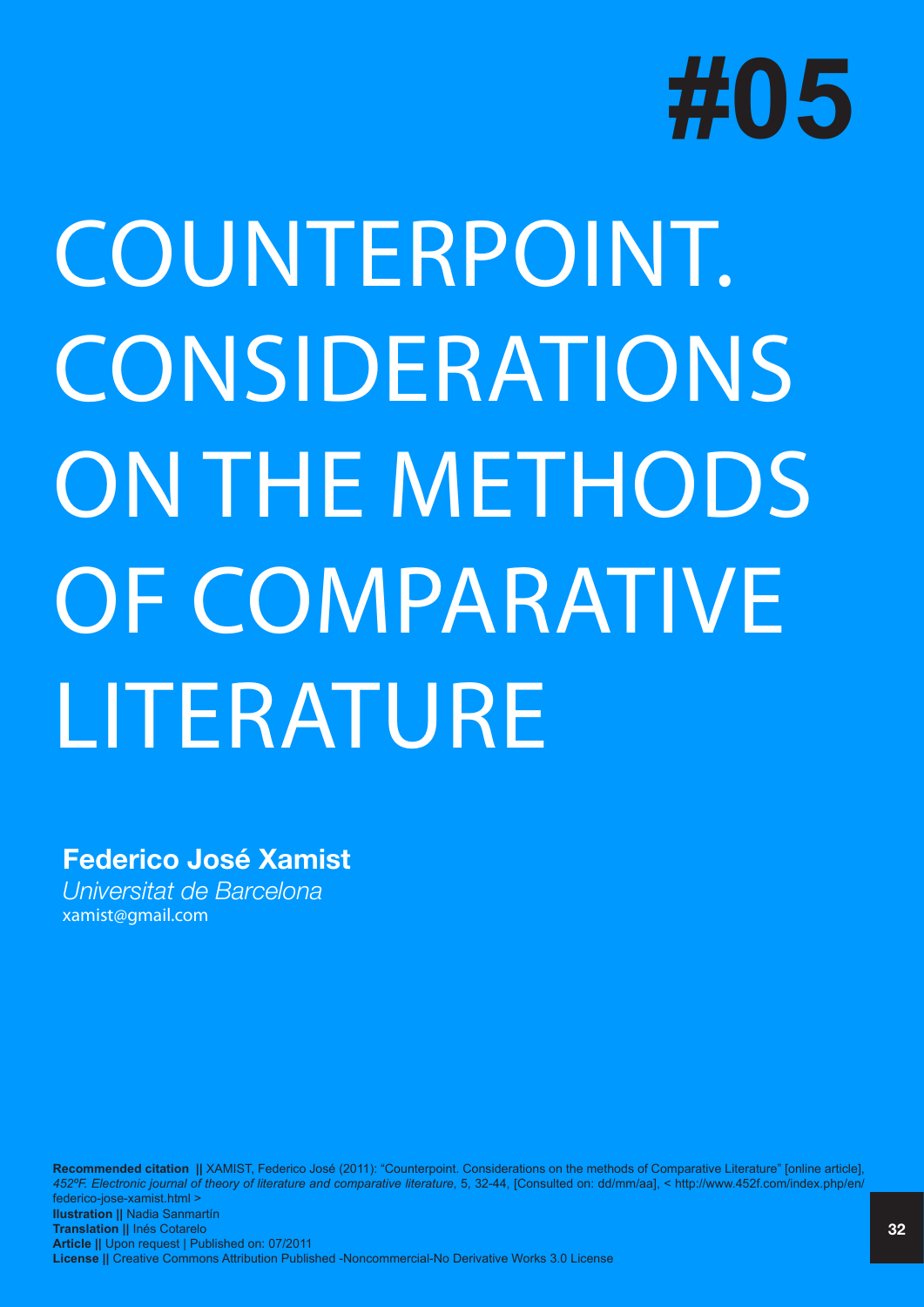# #05

# COUNTERPOINT. CONSIDERATIONS ON THE METHODS OF COMPARATIVE LITERATURE

**Federico José Xamist**
*Universitat de Barcelona*
xamist@gmail.com

**Recommended citation ||** XAMIST, Federico José (2011): "Counterpoint. Considerations on the methods of Comparative Literature" [online article], *452ºF. Electronic journal of theory of literature and comparative literature*, 5, 32-44, [Consulted on: dd/mm/aa], < http://www.452f.com/index.php/en/federico-jose-xamist.html >
**Ilustration ||** Nadia Sanmartín
**Translation ||** Inés Cotarelo
**Article ||** Upon request | Published on: 07/2011
**License ||** Creative Commons Attribution Published -Noncommercial-No Derivative Works 3.0 License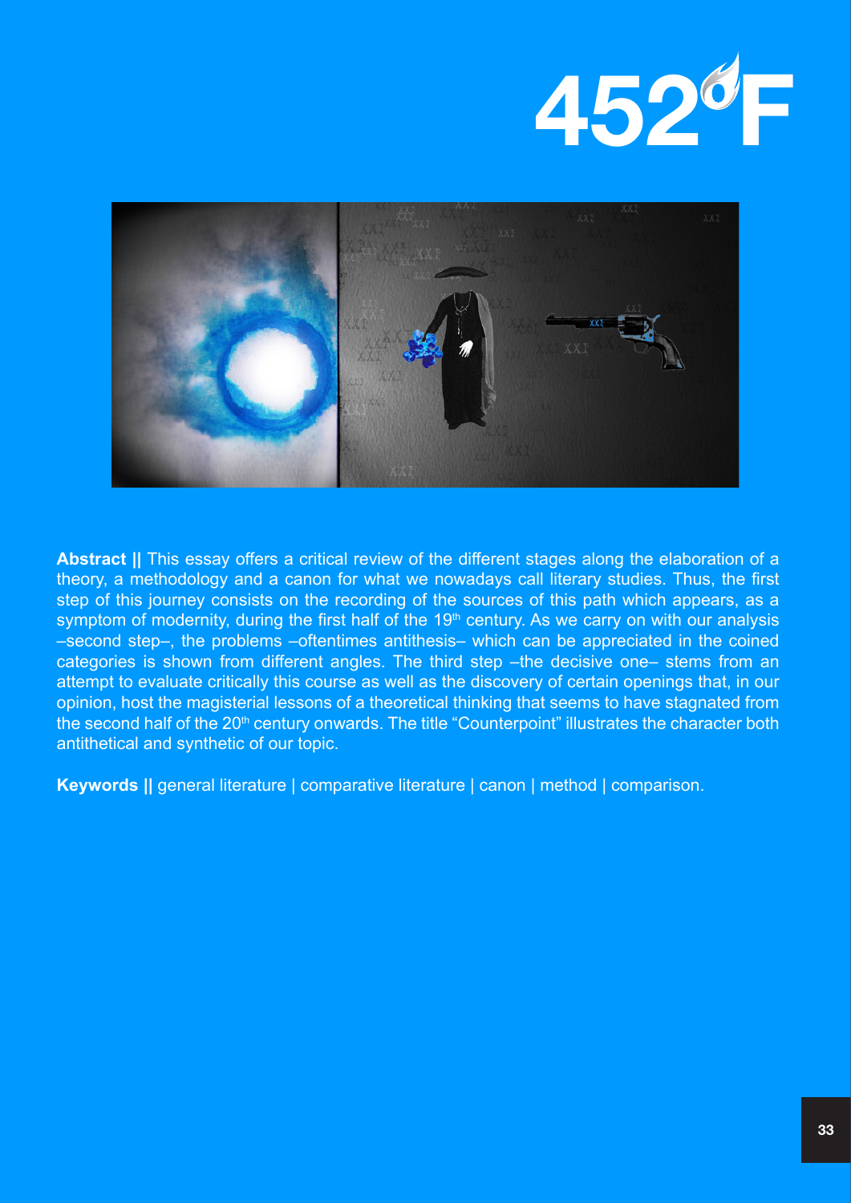**Abstract ||** This essay offers a critical review of the different stages along the elaboration of a theory, a methodology and a canon for what we nowadays call literary studies. Thus, the first step of this journey consists on the recording of the sources of this path which appears, as a symptom of modernity, during the first half of the 19th century. As we carry on with our analysis –second step–, the problems –oftentimes antithesis– which can be appreciated in the coined categories is shown from different angles. The third step –the decisive one– stems from an attempt to evaluate critically this course as well as the discovery of certain openings that, in our opinion, host the magisterial lessons of a theoretical thinking that seems to have stagnated from the second half of the 20th century onwards. The title "Counterpoint" illustrates the character both antithetical and synthetic of our topic.

**Keywords ||** general literature | comparative literature | canon | method | comparison.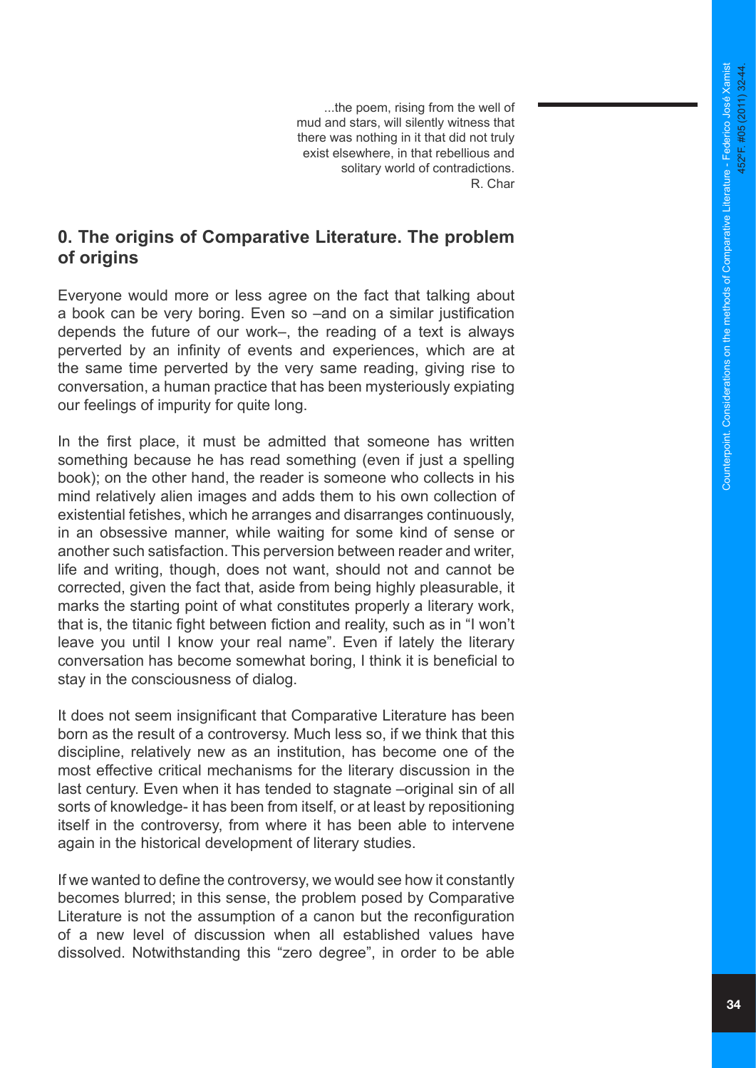> ...the poem, rising from the well of mud and stars, will silently witness that there was nothing in it that did not truly exist elsewhere, in that rebellious and solitary world of contradictions.
> R. Char

## 0. The origins of Comparative Literature. The problem of origins

Everyone would more or less agree on the fact that talking about a book can be very boring. Even so –and on a similar justification depends the future of our work–, the reading of a text is always perverted by an infinity of events and experiences, which are at the same time perverted by the very same reading, giving rise to conversation, a human practice that has been mysteriously expiating our feelings of impurity for quite long.

In the first place, it must be admitted that someone has written something because he has read something (even if just a spelling book); on the other hand, the reader is someone who collects in his mind relatively alien images and adds them to his own collection of existential fetishes, which he arranges and disarranges continuously, in an obsessive manner, while waiting for some kind of sense or another such satisfaction. This perversion between reader and writer, life and writing, though, does not want, should not and cannot be corrected, given the fact that, aside from being highly pleasurable, it marks the starting point of what constitutes properly a literary work, that is, the titanic fight between fiction and reality, such as in "I won't leave you until I know your real name". Even if lately the literary conversation has become somewhat boring, I think it is beneficial to stay in the consciousness of dialog.

It does not seem insignificant that Comparative Literature has been born as the result of a controversy. Much less so, if we think that this discipline, relatively new as an institution, has become one of the most effective critical mechanisms for the literary discussion in the last century. Even when it has tended to stagnate –original sin of all sorts of knowledge- it has been from itself, or at least by repositioning itself in the controversy, from where it has been able to intervene again in the historical development of literary studies.

If we wanted to define the controversy, we would see how it constantly becomes blurred; in this sense, the problem posed by Comparative Literature is not the assumption of a canon but the reconfiguration of a new level of discussion when all established values have dissolved. Notwithstanding this "zero degree", in order to be able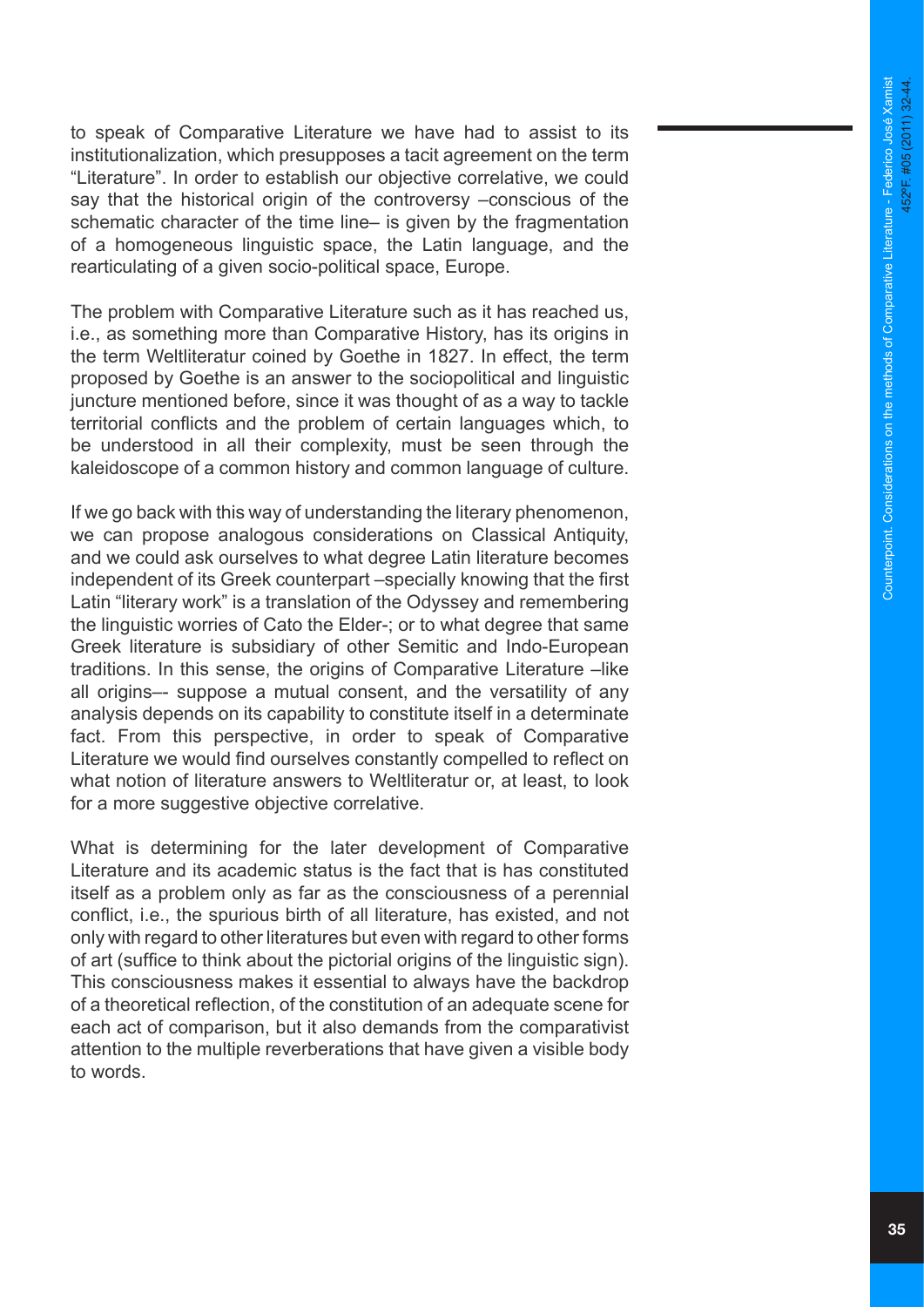to speak of Comparative Literature we have had to assist to its institutionalization, which presupposes a tacit agreement on the term "Literature". In order to establish our objective correlative, we could say that the historical origin of the controversy –conscious of the schematic character of the time line– is given by the fragmentation of a homogeneous linguistic space, the Latin language, and the rearticulating of a given socio-political space, Europe.

The problem with Comparative Literature such as it has reached us, i.e., as something more than Comparative History, has its origins in the term Weltliteratur coined by Goethe in 1827. In effect, the term proposed by Goethe is an answer to the sociopolitical and linguistic juncture mentioned before, since it was thought of as a way to tackle territorial conflicts and the problem of certain languages which, to be understood in all their complexity, must be seen through the kaleidoscope of a common history and common language of culture.

If we go back with this way of understanding the literary phenomenon, we can propose analogous considerations on Classical Antiquity, and we could ask ourselves to what degree Latin literature becomes independent of its Greek counterpart –specially knowing that the first Latin "literary work" is a translation of the Odyssey and remembering the linguistic worries of Cato the Elder-; or to what degree that same Greek literature is subsidiary of other Semitic and Indo-European traditions. In this sense, the origins of Comparative Literature –like all origins–- suppose a mutual consent, and the versatility of any analysis depends on its capability to constitute itself in a determinate fact. From this perspective, in order to speak of Comparative Literature we would find ourselves constantly compelled to reflect on what notion of literature answers to Weltliteratur or, at least, to look for a more suggestive objective correlative.

What is determining for the later development of Comparative Literature and its academic status is the fact that is has constituted itself as a problem only as far as the consciousness of a perennial conflict, i.e., the spurious birth of all literature, has existed, and not only with regard to other literatures but even with regard to other forms of art (suffice to think about the pictorial origins of the linguistic sign). This consciousness makes it essential to always have the backdrop of a theoretical reflection, of the constitution of an adequate scene for each act of comparison, but it also demands from the comparativist attention to the multiple reverberations that have given a visible body to words.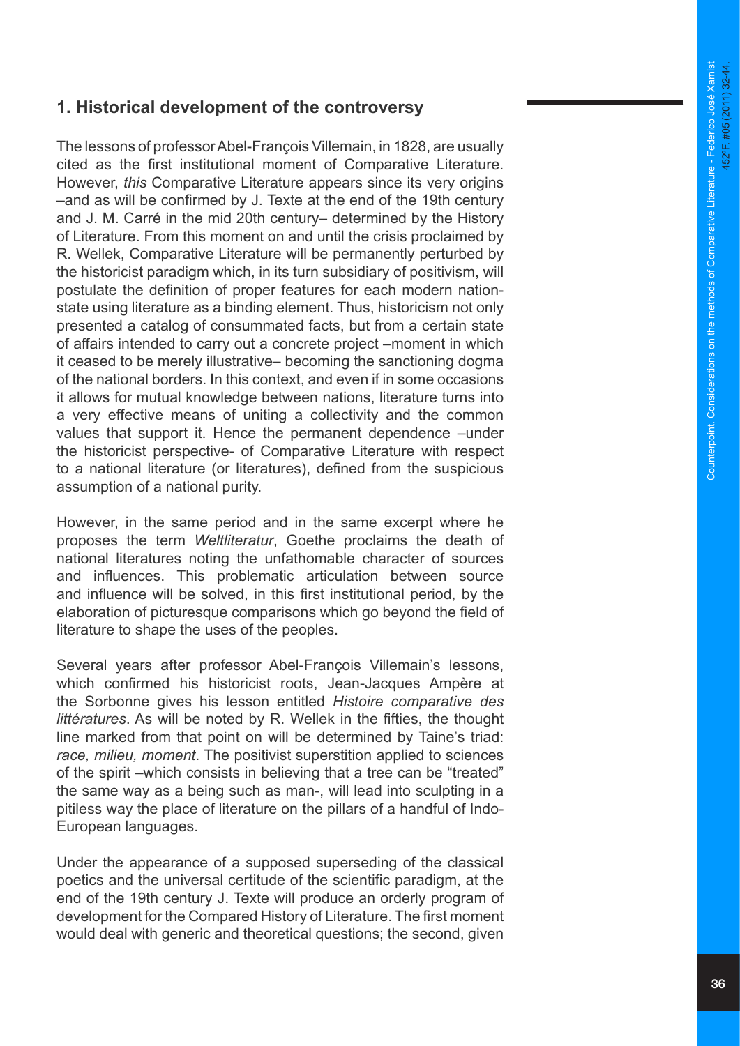## 1. Historical development of the controversy

The lessons of professor Abel-François Villemain, in 1828, are usually cited as the first institutional moment of Comparative Literature. However, *this* Comparative Literature appears since its very origins –and as will be confirmed by J. Texte at the end of the 19th century and J. M. Carré in the mid 20th century– determined by the History of Literature. From this moment on and until the crisis proclaimed by R. Wellek, Comparative Literature will be permanently perturbed by the historicist paradigm which, in its turn subsidiary of positivism, will postulate the definition of proper features for each modern nation-state using literature as a binding element. Thus, historicism not only presented a catalog of consummated facts, but from a certain state of affairs intended to carry out a concrete project –moment in which it ceased to be merely illustrative– becoming the sanctioning dogma of the national borders. In this context, and even if in some occasions it allows for mutual knowledge between nations, literature turns into a very effective means of uniting a collectivity and the common values that support it. Hence the permanent dependence –under the historicist perspective- of Comparative Literature with respect to a national literature (or literatures), defined from the suspicious assumption of a national purity.

However, in the same period and in the same excerpt where he proposes the term *Weltliteratur*, Goethe proclaims the death of national literatures noting the unfathomable character of sources and influences. This problematic articulation between source and influence will be solved, in this first institutional period, by the elaboration of picturesque comparisons which go beyond the field of literature to shape the uses of the peoples.

Several years after professor Abel-François Villemain's lessons, which confirmed his historicist roots, Jean-Jacques Ampère at the Sorbonne gives his lesson entitled *Histoire comparative des littératures*. As will be noted by R. Wellek in the fifties, the thought line marked from that point on will be determined by Taine's triad: *race, milieu, moment*. The positivist superstition applied to sciences of the spirit –which consists in believing that a tree can be "treated" the same way as a being such as man-, will lead into sculpting in a pitiless way the place of literature on the pillars of a handful of Indo-European languages.

Under the appearance of a supposed superseding of the classical poetics and the universal certitude of the scientific paradigm, at the end of the 19th century J. Texte will produce an orderly program of development for the Compared History of Literature. The first moment would deal with generic and theoretical questions; the second, given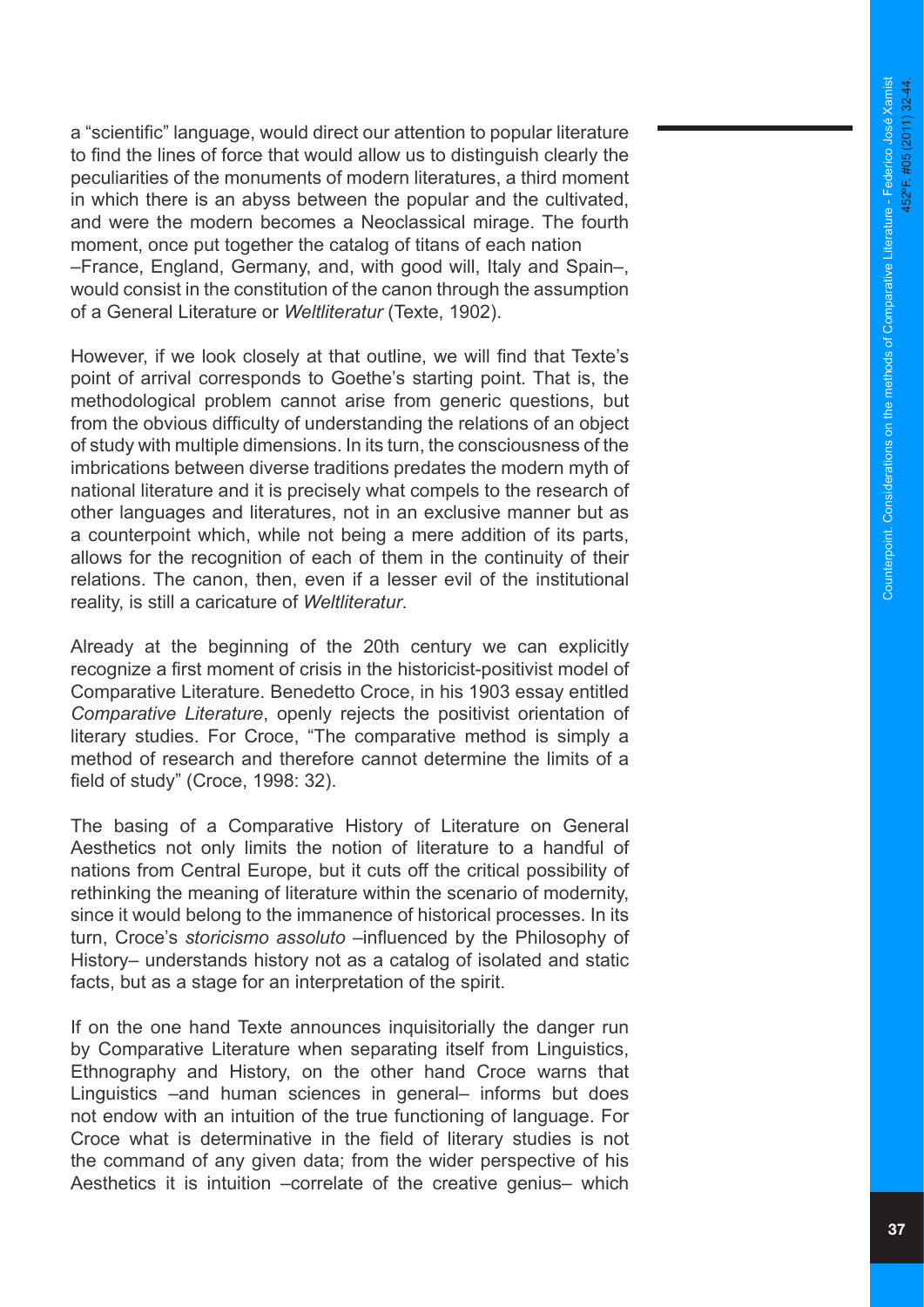a "scientific" language, would direct our attention to popular literature to find the lines of force that would allow us to distinguish clearly the peculiarities of the monuments of modern literatures, a third moment in which there is an abyss between the popular and the cultivated, and were the modern becomes a Neoclassical mirage. The fourth moment, once put together the catalog of titans of each nation –France, England, Germany, and, with good will, Italy and Spain–, would consist in the constitution of the canon through the assumption of a General Literature or *Weltliteratur* (Texte, 1902).

However, if we look closely at that outline, we will find that Texte's point of arrival corresponds to Goethe's starting point. That is, the methodological problem cannot arise from generic questions, but from the obvious difficulty of understanding the relations of an object of study with multiple dimensions. In its turn, the consciousness of the imbrications between diverse traditions predates the modern myth of national literature and it is precisely what compels to the research of other languages and literatures, not in an exclusive manner but as a counterpoint which, while not being a mere addition of its parts, allows for the recognition of each of them in the continuity of their relations. The canon, then, even if a lesser evil of the institutional reality, is still a caricature of *Weltliteratur*.

Already at the beginning of the 20th century we can explicitly recognize a first moment of crisis in the historicist-positivist model of Comparative Literature. Benedetto Croce, in his 1903 essay entitled *Comparative Literature*, openly rejects the positivist orientation of literary studies. For Croce, "The comparative method is simply a method of research and therefore cannot determine the limits of a field of study" (Croce, 1998: 32).

The basing of a Comparative History of Literature on General Aesthetics not only limits the notion of literature to a handful of nations from Central Europe, but it cuts off the critical possibility of rethinking the meaning of literature within the scenario of modernity, since it would belong to the immanence of historical processes. In its turn, Croce's *storicismo assoluto* –influenced by the Philosophy of History– understands history not as a catalog of isolated and static facts, but as a stage for an interpretation of the spirit.

If on the one hand Texte announces inquisitorially the danger run by Comparative Literature when separating itself from Linguistics, Ethnography and History, on the other hand Croce warns that Linguistics –and human sciences in general– informs but does not endow with an intuition of the true functioning of language. For Croce what is determinative in the field of literary studies is not the command of any given data; from the wider perspective of his Aesthetics it is intuition –correlate of the creative genius– which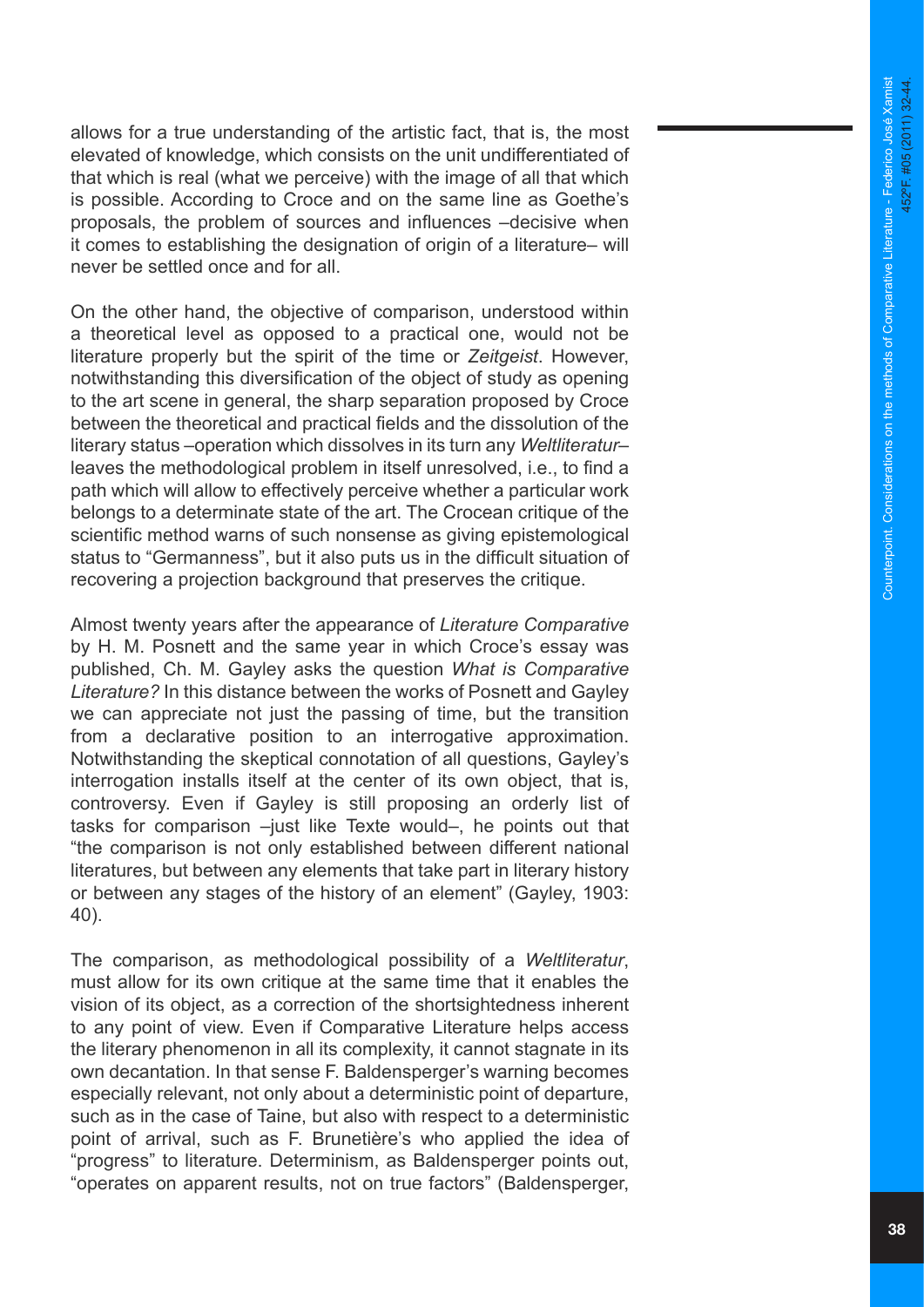allows for a true understanding of the artistic fact, that is, the most elevated of knowledge, which consists on the unit undifferentiated of that which is real (what we perceive) with the image of all that which is possible. According to Croce and on the same line as Goethe's proposals, the problem of sources and influences –decisive when it comes to establishing the designation of origin of a literature– will never be settled once and for all.

On the other hand, the objective of comparison, understood within a theoretical level as opposed to a practical one, would not be literature properly but the spirit of the time or *Zeitgeist*. However, notwithstanding this diversification of the object of study as opening to the art scene in general, the sharp separation proposed by Croce between the theoretical and practical fields and the dissolution of the literary status –operation which dissolves in its turn any *Weltliteratur*– leaves the methodological problem in itself unresolved, i.e., to find a path which will allow to effectively perceive whether a particular work belongs to a determinate state of the art. The Crocean critique of the scientific method warns of such nonsense as giving epistemological status to "Germanness", but it also puts us in the difficult situation of recovering a projection background that preserves the critique.

Almost twenty years after the appearance of *Literature Comparative* by H. M. Posnett and the same year in which Croce's essay was published, Ch. M. Gayley asks the question *What is Comparative Literature?* In this distance between the works of Posnett and Gayley we can appreciate not just the passing of time, but the transition from a declarative position to an interrogative approximation. Notwithstanding the skeptical connotation of all questions, Gayley's interrogation installs itself at the center of its own object, that is, controversy. Even if Gayley is still proposing an orderly list of tasks for comparison –just like Texte would–, he points out that "the comparison is not only established between different national literatures, but between any elements that take part in literary history or between any stages of the history of an element" (Gayley, 1903: 40).

The comparison, as methodological possibility of a *Weltliteratur*, must allow for its own critique at the same time that it enables the vision of its object, as a correction of the shortsightedness inherent to any point of view. Even if Comparative Literature helps access the literary phenomenon in all its complexity, it cannot stagnate in its own decantation. In that sense F. Baldensperger's warning becomes especially relevant, not only about a deterministic point of departure, such as in the case of Taine, but also with respect to a deterministic point of arrival, such as F. Brunetière's who applied the idea of "progress" to literature. Determinism, as Baldensperger points out, "operates on apparent results, not on true factors" (Baldensperger,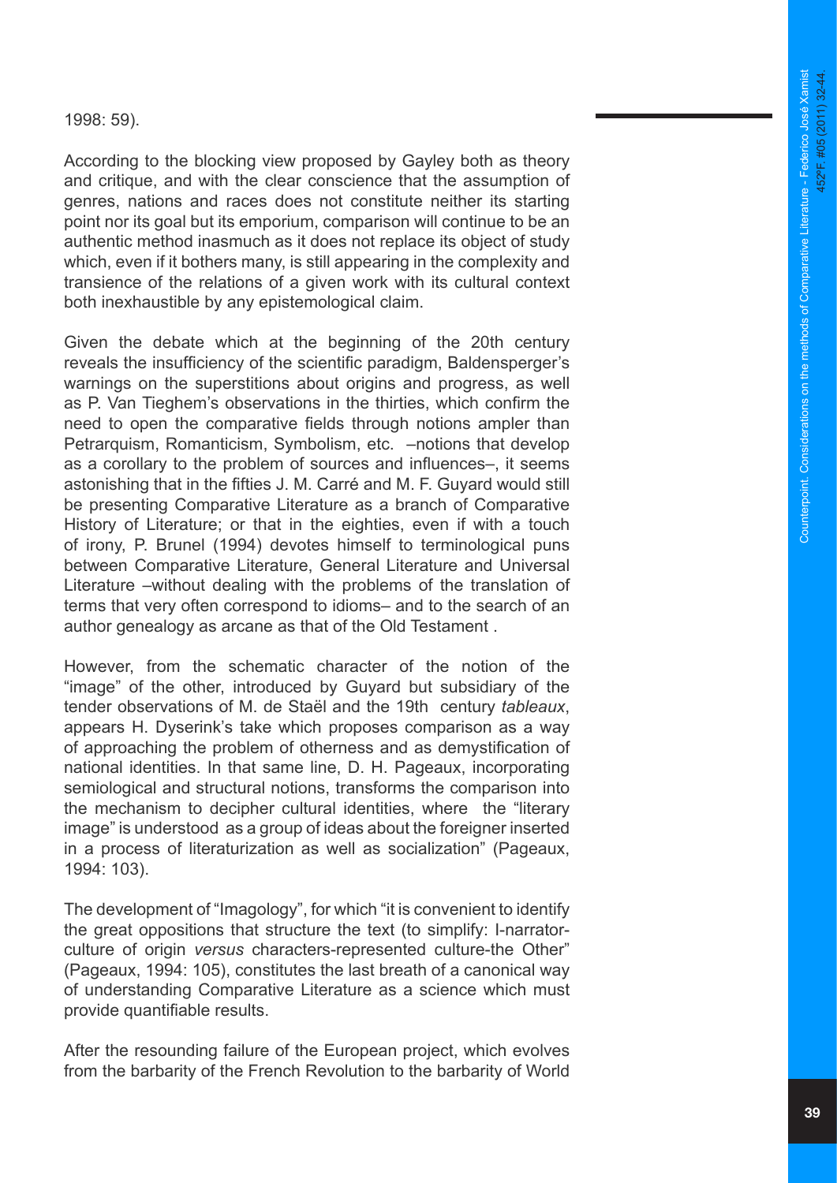1998: 59).

According to the blocking view proposed by Gayley both as theory and critique, and with the clear conscience that the assumption of genres, nations and races does not constitute neither its starting point nor its goal but its emporium, comparison will continue to be an authentic method inasmuch as it does not replace its object of study which, even if it bothers many, is still appearing in the complexity and transience of the relations of a given work with its cultural context both inexhaustible by any epistemological claim.

Given the debate which at the beginning of the 20th century reveals the insufficiency of the scientific paradigm, Baldensperger's warnings on the superstitions about origins and progress, as well as P. Van Tieghem's observations in the thirties, which confirm the need to open the comparative fields through notions ampler than Petrarquism, Romanticism, Symbolism, etc. –notions that develop as a corollary to the problem of sources and influences–, it seems astonishing that in the fifties J. M. Carré and M. F. Guyard would still be presenting Comparative Literature as a branch of Comparative History of Literature; or that in the eighties, even if with a touch of irony, P. Brunel (1994) devotes himself to terminological puns between Comparative Literature, General Literature and Universal Literature –without dealing with the problems of the translation of terms that very often correspond to idioms– and to the search of an author genealogy as arcane as that of the Old Testament .

However, from the schematic character of the notion of the "image" of the other, introduced by Guyard but subsidiary of the tender observations of M. de Staël and the 19th century *tableaux*, appears H. Dyserink's take which proposes comparison as a way of approaching the problem of otherness and as demystification of national identities. In that same line, D. H. Pageaux, incorporating semiological and structural notions, transforms the comparison into the mechanism to decipher cultural identities, where the "literary image" is understood as a group of ideas about the foreigner inserted in a process of literaturization as well as socialization" (Pageaux, 1994: 103).

The development of "Imagology", for which "it is convenient to identify the great oppositions that structure the text (to simplify: I-narrator-culture of origin *versus* characters-represented culture-the Other" (Pageaux, 1994: 105), constitutes the last breath of a canonical way of understanding Comparative Literature as a science which must provide quantifiable results.

After the resounding failure of the European project, which evolves from the barbarity of the French Revolution to the barbarity of World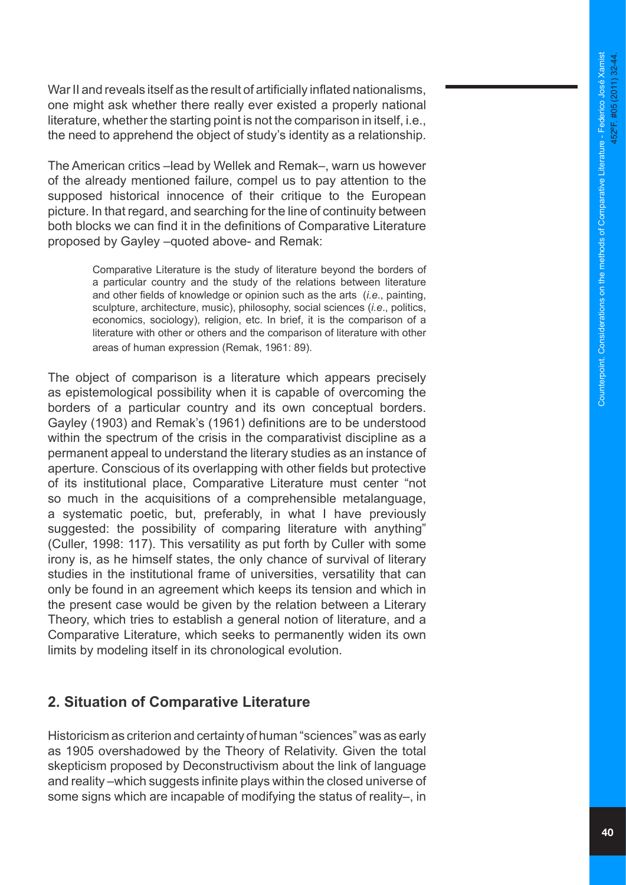War II and reveals itself as the result of artificially inflated nationalisms, one might ask whether there really ever existed a properly national literature, whether the starting point is not the comparison in itself, i.e., the need to apprehend the object of study's identity as a relationship.

The American critics –lead by Wellek and Remak–, warn us however of the already mentioned failure, compel us to pay attention to the supposed historical innocence of their critique to the European picture. In that regard, and searching for the line of continuity between both blocks we can find it in the definitions of Comparative Literature proposed by Gayley –quoted above- and Remak:

> Comparative Literature is the study of literature beyond the borders of a particular country and the study of the relations between literature and other fields of knowledge or opinion such as the arts (*i.e.*, painting, sculpture, architecture, music), philosophy, social sciences (*i.e*., politics, economics, sociology), religion, etc. In brief, it is the comparison of a literature with other or others and the comparison of literature with other areas of human expression (Remak, 1961: 89).

The object of comparison is a literature which appears precisely as epistemological possibility when it is capable of overcoming the borders of a particular country and its own conceptual borders. Gayley (1903) and Remak's (1961) definitions are to be understood within the spectrum of the crisis in the comparativist discipline as a permanent appeal to understand the literary studies as an instance of aperture. Conscious of its overlapping with other fields but protective of its institutional place, Comparative Literature must center "not so much in the acquisitions of a comprehensible metalanguage, a systematic poetic, but, preferably, in what I have previously suggested: the possibility of comparing literature with anything" (Culler, 1998: 117). This versatility as put forth by Culler with some irony is, as he himself states, the only chance of survival of literary studies in the institutional frame of universities, versatility that can only be found in an agreement which keeps its tension and which in the present case would be given by the relation between a Literary Theory, which tries to establish a general notion of literature, and a Comparative Literature, which seeks to permanently widen its own limits by modeling itself in its chronological evolution.

## 2. Situation of Comparative Literature

Historicism as criterion and certainty of human "sciences" was as early as 1905 overshadowed by the Theory of Relativity. Given the total skepticism proposed by Deconstructivism about the link of language and reality –which suggests infinite plays within the closed universe of some signs which are incapable of modifying the status of reality–, in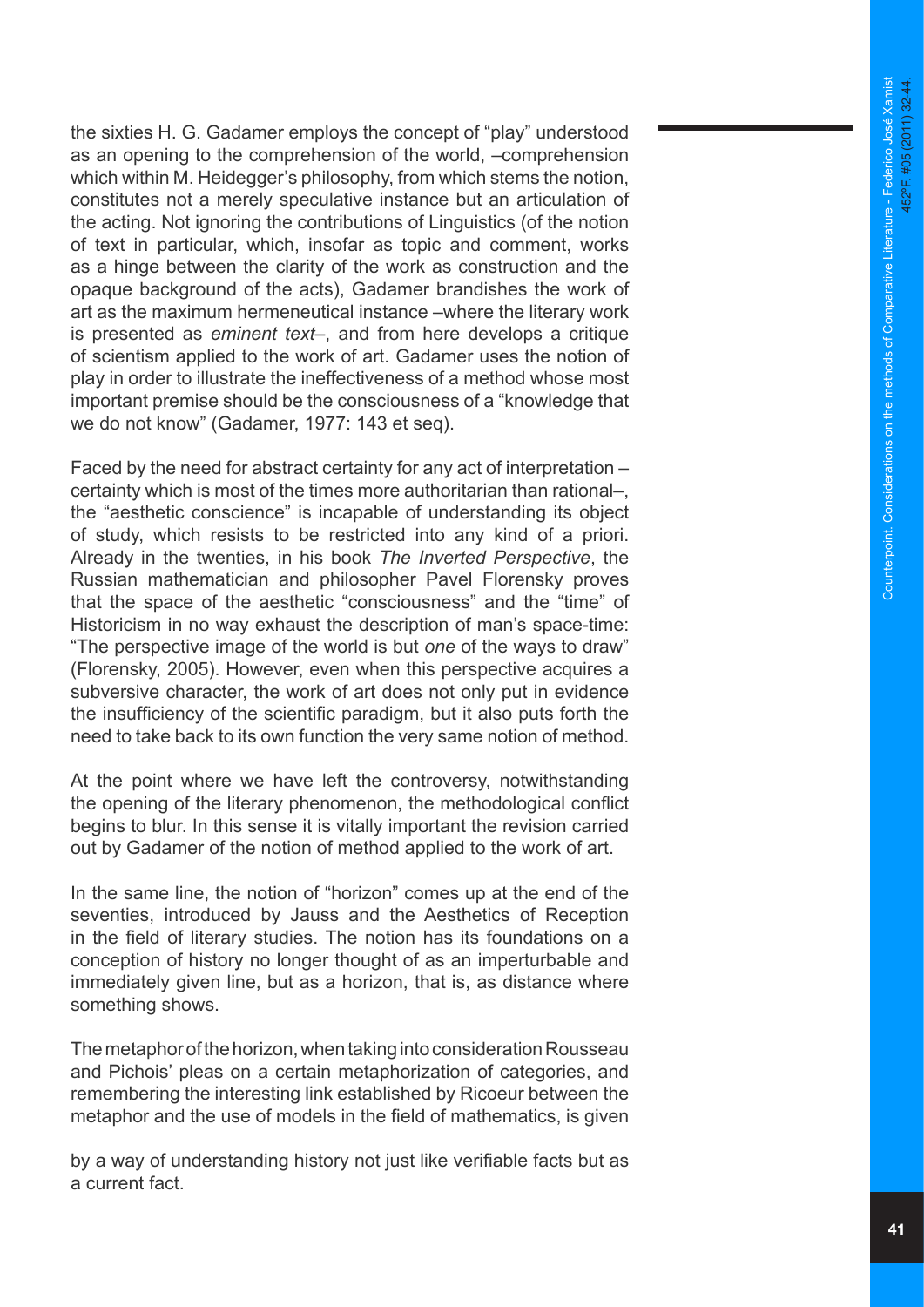the sixties H. G. Gadamer employs the concept of "play" understood as an opening to the comprehension of the world, –comprehension which within M. Heidegger's philosophy, from which stems the notion, constitutes not a merely speculative instance but an articulation of the acting. Not ignoring the contributions of Linguistics (of the notion of text in particular, which, insofar as topic and comment, works as a hinge between the clarity of the work as construction and the opaque background of the acts), Gadamer brandishes the work of art as the maximum hermeneutical instance –where the literary work is presented as *eminent text*–, and from here develops a critique of scientism applied to the work of art. Gadamer uses the notion of play in order to illustrate the ineffectiveness of a method whose most important premise should be the consciousness of a "knowledge that we do not know" (Gadamer, 1977: 143 et seq).

Faced by the need for abstract certainty for any act of interpretation – certainty which is most of the times more authoritarian than rational–, the "aesthetic conscience" is incapable of understanding its object of study, which resists to be restricted into any kind of a priori. Already in the twenties, in his book *The Inverted Perspective*, the Russian mathematician and philosopher Pavel Florensky proves that the space of the aesthetic "consciousness" and the "time" of Historicism in no way exhaust the description of man's space-time: "The perspective image of the world is but *one* of the ways to draw" (Florensky, 2005). However, even when this perspective acquires a subversive character, the work of art does not only put in evidence the insufficiency of the scientific paradigm, but it also puts forth the need to take back to its own function the very same notion of method.

At the point where we have left the controversy, notwithstanding the opening of the literary phenomenon, the methodological conflict begins to blur. In this sense it is vitally important the revision carried out by Gadamer of the notion of method applied to the work of art.

In the same line, the notion of "horizon" comes up at the end of the seventies, introduced by Jauss and the Aesthetics of Reception in the field of literary studies. The notion has its foundations on a conception of history no longer thought of as an imperturbable and immediately given line, but as a horizon, that is, as distance where something shows.

The metaphor of the horizon, when taking into consideration Rousseau and Pichois' pleas on a certain metaphorization of categories, and remembering the interesting link established by Ricoeur between the metaphor and the use of models in the field of mathematics, is given by a way of understanding history not just like verifiable facts but as a current fact.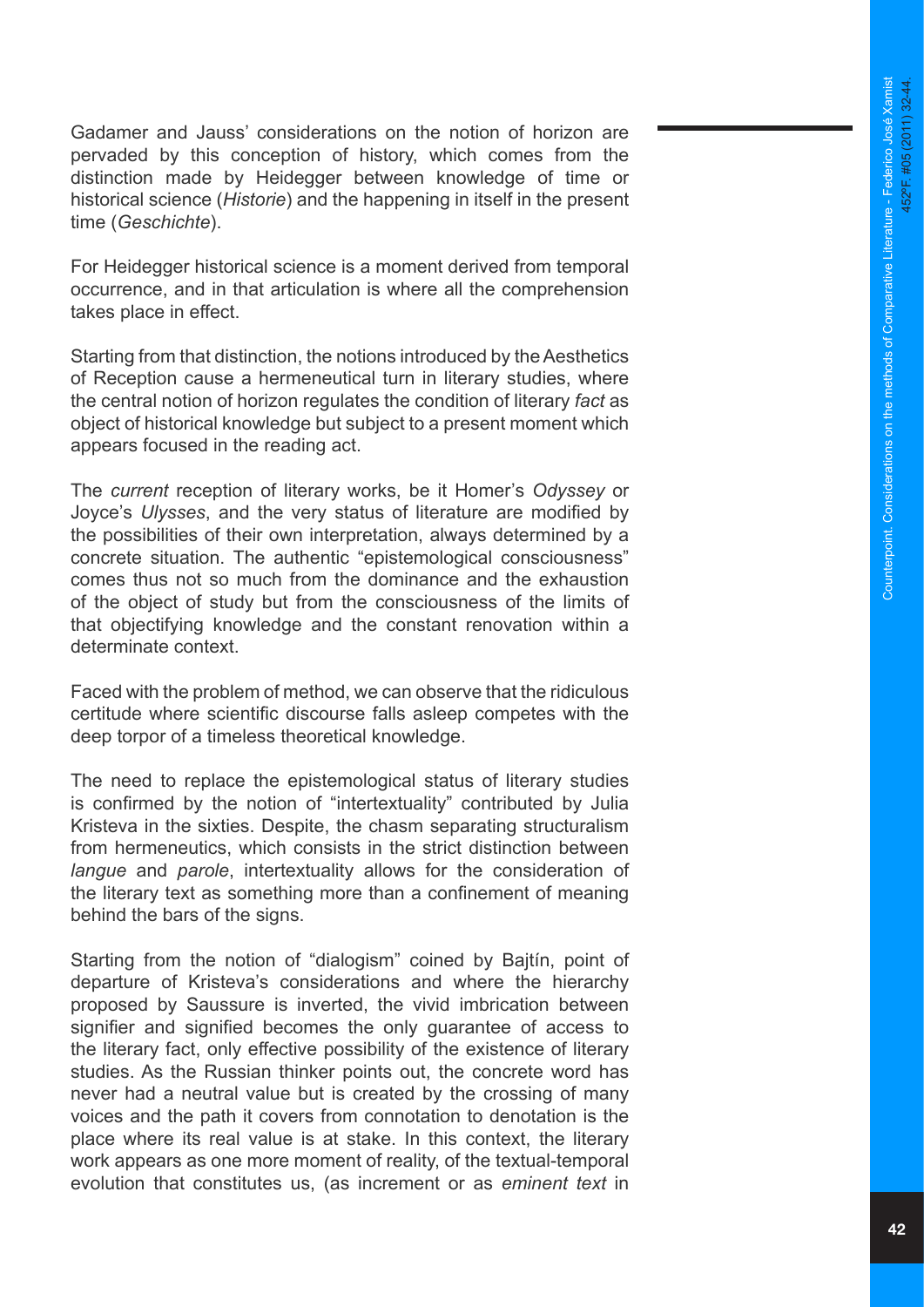Gadamer and Jauss' considerations on the notion of horizon are pervaded by this conception of history, which comes from the distinction made by Heidegger between knowledge of time or historical science (*Historie*) and the happening in itself in the present time (*Geschichte*).

For Heidegger historical science is a moment derived from temporal occurrence, and in that articulation is where all the comprehension takes place in effect.

Starting from that distinction, the notions introduced by the Aesthetics of Reception cause a hermeneutical turn in literary studies, where the central notion of horizon regulates the condition of literary *fact* as object of historical knowledge but subject to a present moment which appears focused in the reading act.

The *current* reception of literary works, be it Homer's *Odyssey* or Joyce's *Ulysses*, and the very status of literature are modified by the possibilities of their own interpretation, always determined by a concrete situation. The authentic "epistemological consciousness" comes thus not so much from the dominance and the exhaustion of the object of study but from the consciousness of the limits of that objectifying knowledge and the constant renovation within a determinate context.

Faced with the problem of method, we can observe that the ridiculous certitude where scientific discourse falls asleep competes with the deep torpor of a timeless theoretical knowledge.

The need to replace the epistemological status of literary studies is confirmed by the notion of "intertextuality" contributed by Julia Kristeva in the sixties. Despite, the chasm separating structuralism from hermeneutics, which consists in the strict distinction between *langue* and *parole*, intertextuality allows for the consideration of the literary text as something more than a confinement of meaning behind the bars of the signs.

Starting from the notion of "dialogism" coined by Bajtín, point of departure of Kristeva's considerations and where the hierarchy proposed by Saussure is inverted, the vivid imbrication between signifier and signified becomes the only guarantee of access to the literary fact, only effective possibility of the existence of literary studies. As the Russian thinker points out, the concrete word has never had a neutral value but is created by the crossing of many voices and the path it covers from connotation to denotation is the place where its real value is at stake. In this context, the literary work appears as one more moment of reality, of the textual-temporal evolution that constitutes us, (as increment or as *eminent text* in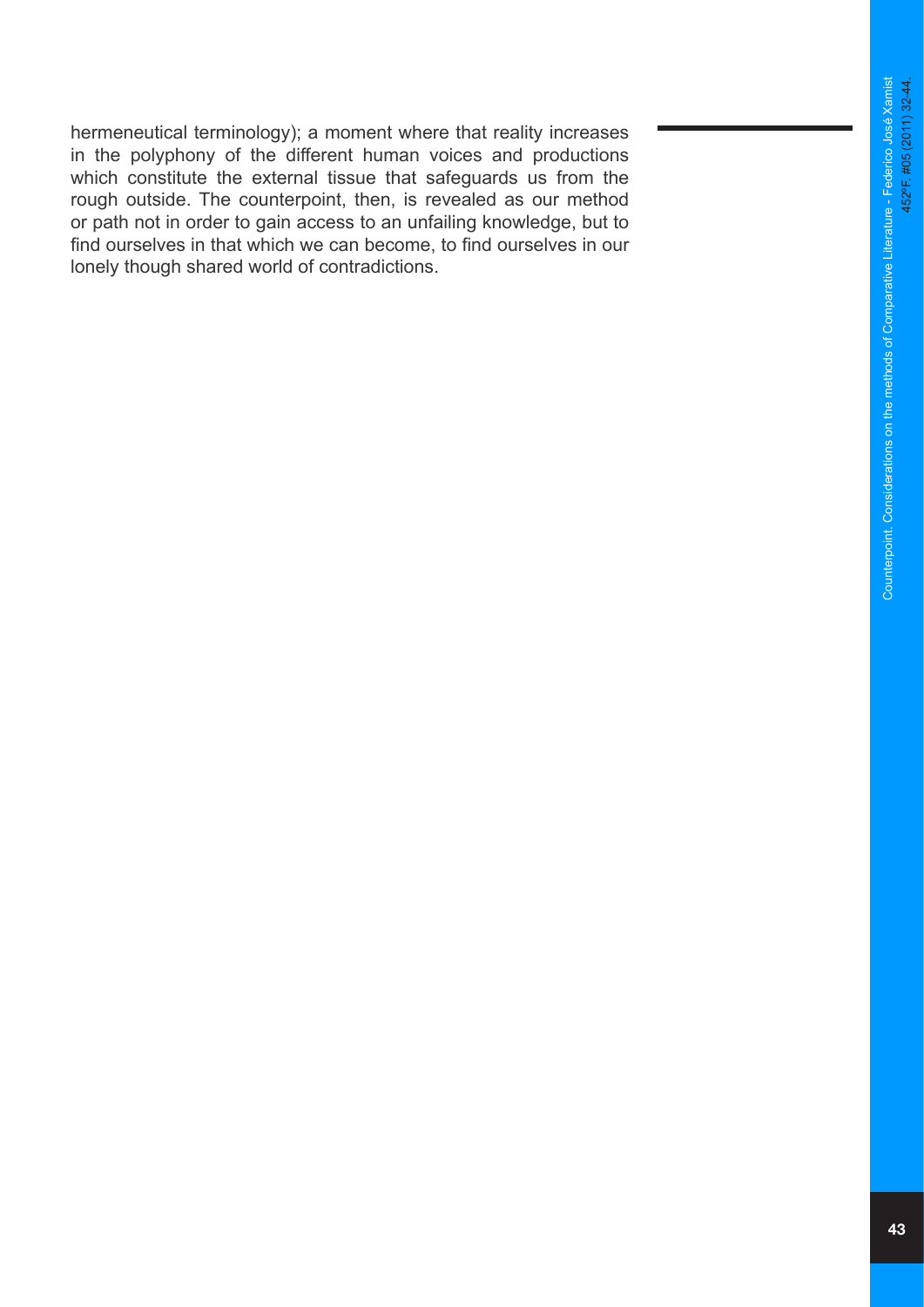hermeneutical terminology); a moment where that reality increases in the polyphony of the different human voices and productions which constitute the external tissue that safeguards us from the rough outside. The counterpoint, then, is revealed as our method or path not in order to gain access to an unfailing knowledge, but to find ourselves in that which we can become, to find ourselves in our lonely though shared world of contradictions.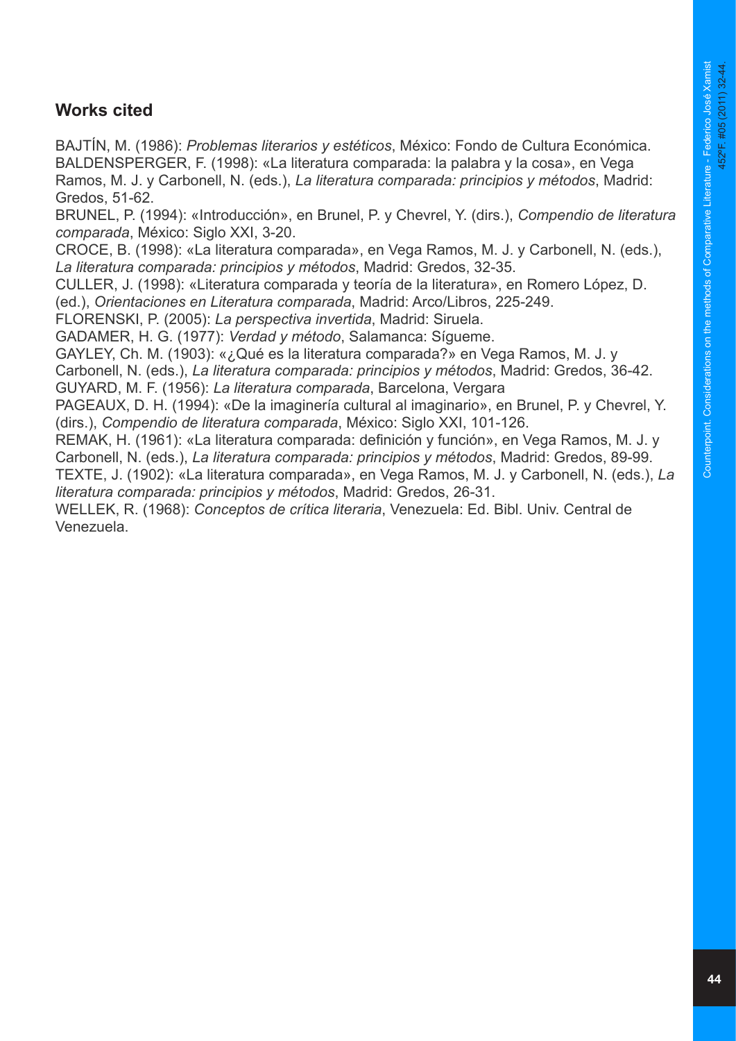## Works cited

BAJTÍN, M. (1986): *Problemas literarios y estéticos*, México: Fondo de Cultura Económica.

BALDENSPERGER, F. (1998): «La literatura comparada: la palabra y la cosa», en Vega Ramos, M. J. y Carbonell, N. (eds.), *La literatura comparada: principios y métodos*, Madrid: Gredos, 51-62.

BRUNEL, P. (1994): «Introducción», en Brunel, P. y Chevrel, Y. (dirs.), *Compendio de literatura comparada*, México: Siglo XXI, 3-20.

CROCE, B. (1998): «La literatura comparada», en Vega Ramos, M. J. y Carbonell, N. (eds.), *La literatura comparada: principios y métodos*, Madrid: Gredos, 32-35.

CULLER, J. (1998): «Literatura comparada y teoría de la literatura», en Romero López, D. (ed.), *Orientaciones en Literatura comparada*, Madrid: Arco/Libros, 225-249.

FLORENSKI, P. (2005): *La perspectiva invertida*, Madrid: Siruela.

GADAMER, H. G. (1977): *Verdad y método*, Salamanca: Sígueme.

GAYLEY, Ch. M. (1903): «¿Qué es la literatura comparada?» en Vega Ramos, M. J. y Carbonell, N. (eds.), *La literatura comparada: principios y métodos*, Madrid: Gredos, 36-42.

GUYARD, M. F. (1956): *La literatura comparada*, Barcelona, Vergara

PAGEAUX, D. H. (1994): «De la imaginería cultural al imaginario», en Brunel, P. y Chevrel, Y. (dirs.), *Compendio de literatura comparada*, México: Siglo XXI, 101-126.

REMAK, H. (1961): «La literatura comparada: definición y función», en Vega Ramos, M. J. y Carbonell, N. (eds.), *La literatura comparada: principios y métodos*, Madrid: Gredos, 89-99.

TEXTE, J. (1902): «La literatura comparada», en Vega Ramos, M. J. y Carbonell, N. (eds.), *La literatura comparada: principios y métodos*, Madrid: Gredos, 26-31.

WELLEK, R. (1968): *Conceptos de crítica literaria*, Venezuela: Ed. Bibl. Univ. Central de Venezuela.